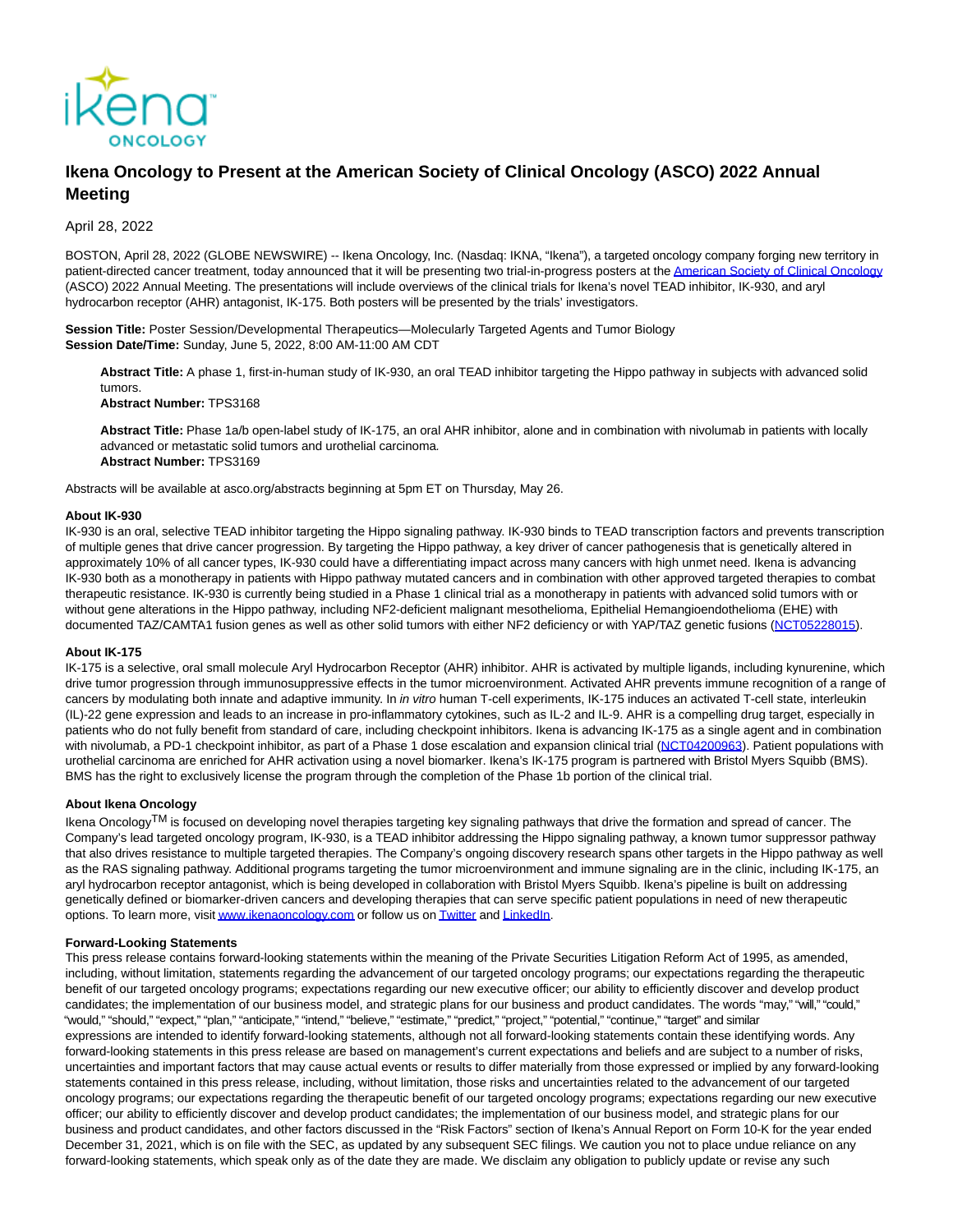# Ikena Oncology to Present at the American Society of Clinical Oncology (ASCO) 2022 Annual Meeting

April 28, 2022

BOSTON, April 28, 2022 (GLOBE NEWSWIRE) -- Ikena Oncology, Inc. (Nasdaq: IKNA, "Ikena"), a targeted oncology company forging new territory in patient-directed cancer treatment, today announced that it will be presenting two trial-in-progress posters at the American Society of Clinical Oncology (ASCO) 2022 Annual Meeting. The presentations will include overviews of the clinical trials for Ikena's novel TEAD inhibitor, IK-930, and aryl hydrocarbon receptor (AHR) antagonist, IK-175. Both posters will be presented by the trials' investigators.

**Session Title:** Poster Session/Developmental Therapeutics—Molecularly Targeted Agents and Tumor Biology
**Session Date/Time:** Sunday, June 5, 2022, 8:00 AM-11:00 AM CDT

> **Abstract Title:** A phase 1, first-in-human study of IK-930, an oral TEAD inhibitor targeting the Hippo pathway in subjects with advanced solid tumors.
> **Abstract Number:** TPS3168
>
> **Abstract Title:** Phase 1a/b open-label study of IK-175, an oral AHR inhibitor, alone and in combination with nivolumab in patients with locally advanced or metastatic solid tumors and urothelial carcinoma.
> **Abstract Number:** TPS3169

Abstracts will be available at asco.org/abstracts beginning at 5pm ET on Thursday, May 26.

**About IK-930**
IK-930 is an oral, selective TEAD inhibitor targeting the Hippo signaling pathway. IK-930 binds to TEAD transcription factors and prevents transcription of multiple genes that drive cancer progression. By targeting the Hippo pathway, a key driver of cancer pathogenesis that is genetically altered in approximately 10% of all cancer types, IK-930 could have a differentiating impact across many cancers with high unmet need. Ikena is advancing IK-930 both as a monotherapy in patients with Hippo pathway mutated cancers and in combination with other approved targeted therapies to combat therapeutic resistance. IK-930 is currently being studied in a Phase 1 clinical trial as a monotherapy in patients with advanced solid tumors with or without gene alterations in the Hippo pathway, including NF2-deficient malignant mesothelioma, Epithelial Hemangioendothelioma (EHE) with documented TAZ/CAMTA1 fusion genes as well as other solid tumors with either NF2 deficiency or with YAP/TAZ genetic fusions (NCT05228015).

**About IK-175**
IK-175 is a selective, oral small molecule Aryl Hydrocarbon Receptor (AHR) inhibitor. AHR is activated by multiple ligands, including kynurenine, which drive tumor progression through immunosuppressive effects in the tumor microenvironment. Activated AHR prevents immune recognition of a range of cancers by modulating both innate and adaptive immunity. In *in vitro* human T-cell experiments, IK-175 induces an activated T-cell state, interleukin (IL)-22 gene expression and leads to an increase in pro-inflammatory cytokines, such as IL-2 and IL-9. AHR is a compelling drug target, especially in patients who do not fully benefit from standard of care, including checkpoint inhibitors. Ikena is advancing IK-175 as a single agent and in combination with nivolumab, a PD-1 checkpoint inhibitor, as part of a Phase 1 dose escalation and expansion clinical trial (NCT04200963). Patient populations with urothelial carcinoma are enriched for AHR activation using a novel biomarker. Ikena's IK-175 program is partnered with Bristol Myers Squibb (BMS). BMS has the right to exclusively license the program through the completion of the Phase 1b portion of the clinical trial.

**About Ikena Oncology**
Ikena Oncology™ is focused on developing novel therapies targeting key signaling pathways that drive the formation and spread of cancer. The Company's lead targeted oncology program, IK-930, is a TEAD inhibitor addressing the Hippo signaling pathway, a known tumor suppressor pathway that also drives resistance to multiple targeted therapies. The Company's ongoing discovery research spans other targets in the Hippo pathway as well as the RAS signaling pathway. Additional programs targeting the tumor microenvironment and immune signaling are in the clinic, including IK-175, an aryl hydrocarbon receptor antagonist, which is being developed in collaboration with Bristol Myers Squibb. Ikena's pipeline is built on addressing genetically defined or biomarker-driven cancers and developing therapies that can serve specific patient populations in need of new therapeutic options. To learn more, visit www.ikenaoncology.com or follow us on Twitter and LinkedIn.

**Forward-Looking Statements**
This press release contains forward-looking statements within the meaning of the Private Securities Litigation Reform Act of 1995, as amended, including, without limitation, statements regarding the advancement of our targeted oncology programs; our expectations regarding the therapeutic benefit of our targeted oncology programs; expectations regarding our new executive officer; our ability to efficiently discover and develop product candidates; the implementation of our business model, and strategic plans for our business and product candidates. The words "may," "will," "could," "would," "should," "expect," "plan," "anticipate," "intend," "believe," "estimate," "predict," "project," "potential," "continue," "target" and similar expressions are intended to identify forward-looking statements, although not all forward-looking statements contain these identifying words. Any forward-looking statements in this press release are based on management's current expectations and beliefs and are subject to a number of risks, uncertainties and important factors that may cause actual events or results to differ materially from those expressed or implied by any forward-looking statements contained in this press release, including, without limitation, those risks and uncertainties related to the advancement of our targeted oncology programs; our expectations regarding the therapeutic benefit of our targeted oncology programs; expectations regarding our new executive officer; our ability to efficiently discover and develop product candidates; the implementation of our business model, and strategic plans for our business and product candidates, and other factors discussed in the "Risk Factors" section of Ikena's Annual Report on Form 10-K for the year ended December 31, 2021, which is on file with the SEC, as updated by any subsequent SEC filings. We caution you not to place undue reliance on any forward-looking statements, which speak only as of the date they are made. We disclaim any obligation to publicly update or revise any such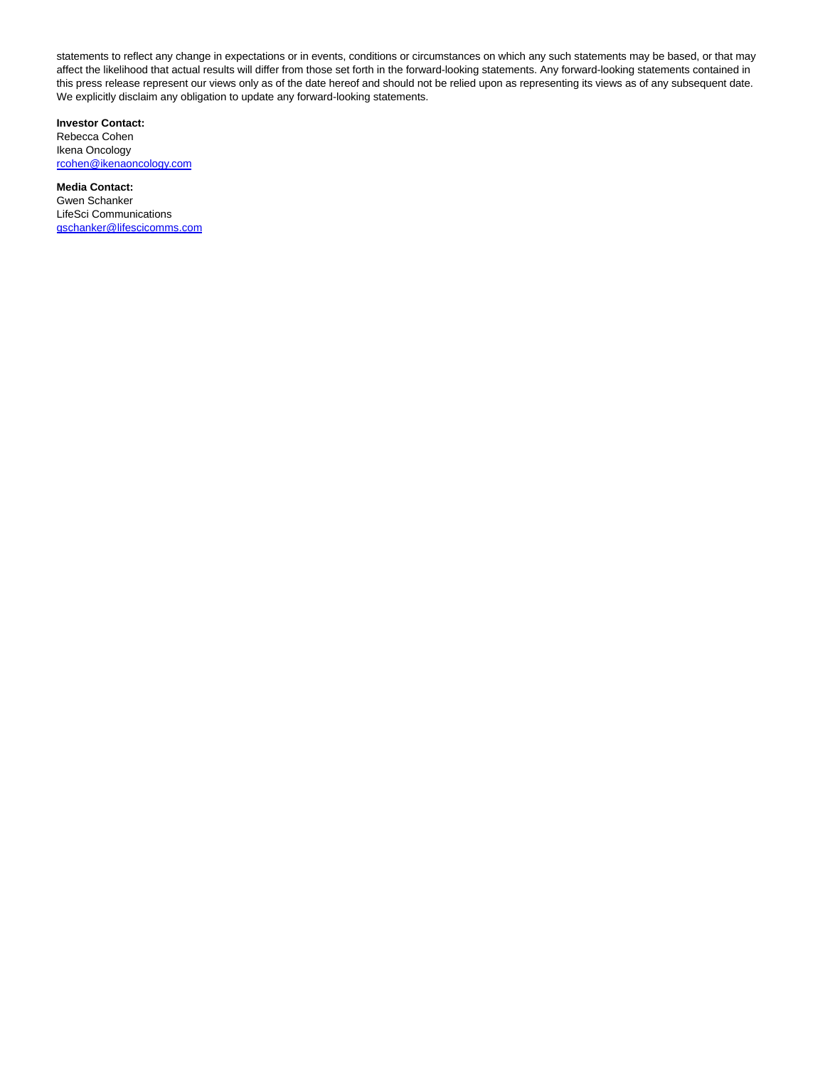statements to reflect any change in expectations or in events, conditions or circumstances on which any such statements may be based, or that may affect the likelihood that actual results will differ from those set forth in the forward-looking statements. Any forward-looking statements contained in this press release represent our views only as of the date hereof and should not be relied upon as representing its views as of any subsequent date. We explicitly disclaim any obligation to update any forward-looking statements.

**Investor Contact:**
Rebecca Cohen
Ikena Oncology
rcohen@ikenaoncology.com

**Media Contact:**
Gwen Schanker
LifeSci Communications
gschanker@lifescicomms.com